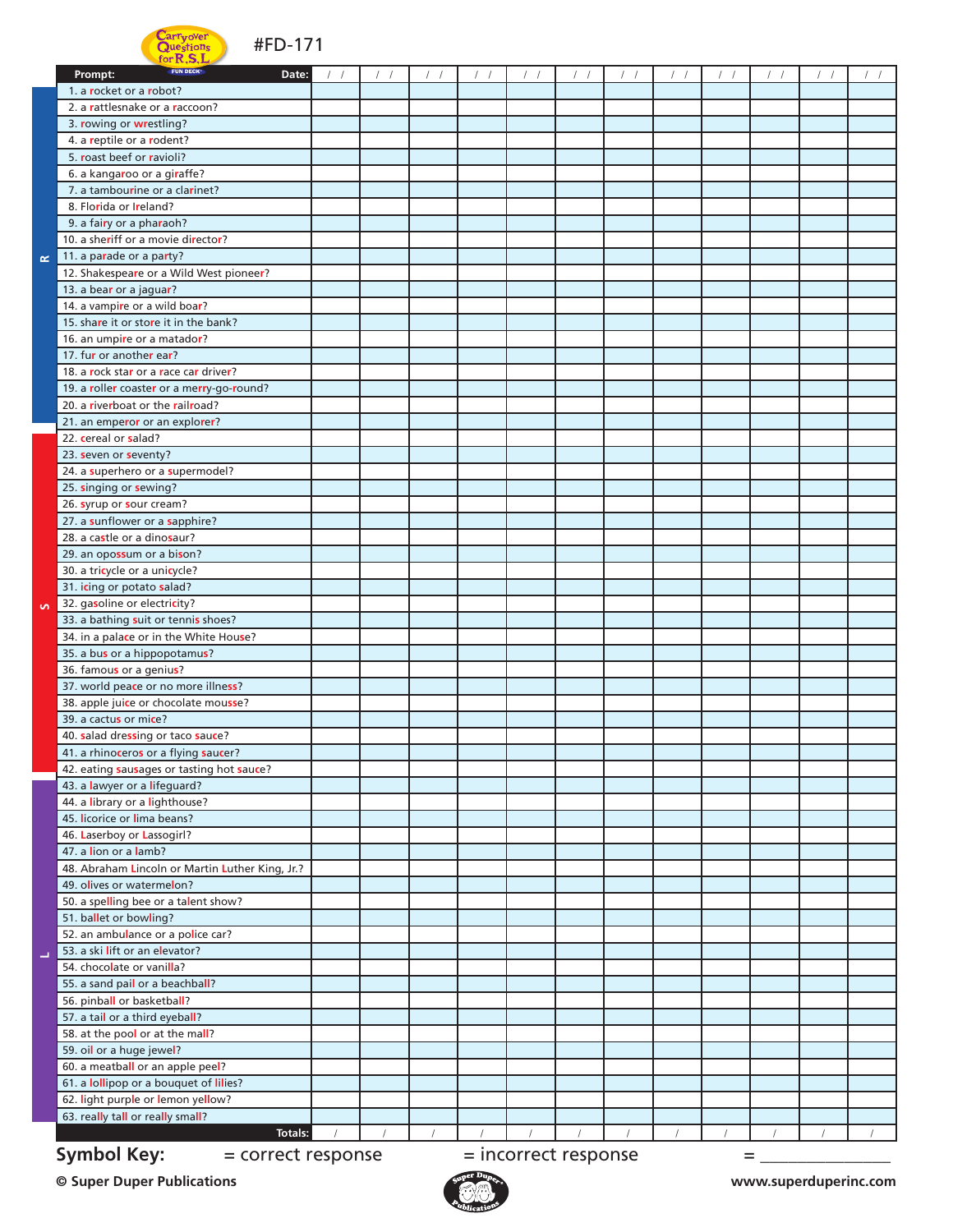Carryover Questions for R, S, L FUN DECK

#FD-171

| | Prompt: Date: | / / | / / | / / | / / | / / | / / | / / | / / | / / | / / | / / | / / |
|---|---|---|---|---|---|---|---|---|---|---|---|---|---|
| R | 1. a rocket or a robot? | | | | | | | | | | | | |
| R | 2. a rattlesnake or a raccoon? | | | | | | | | | | | | |
| R | 3. rowing or wrestling? | | | | | | | | | | | | |
| R | 4. a reptile or a rodent? | | | | | | | | | | | | |
| R | 5. roast beef or ravioli? | | | | | | | | | | | | |
| R | 6. a kangaroo or a giraffe? | | | | | | | | | | | | |
| R | 7. a tambourine or a clarinet? | | | | | | | | | | | | |
| R | 8. Florida or Ireland? | | | | | | | | | | | | |
| R | 9. a fairy or a pharaoh? | | | | | | | | | | | | |
| R | 10. a sheriff or a movie director? | | | | | | | | | | | | |
| R | 11. a parade or a party? | | | | | | | | | | | | |
| R | 12. Shakespeare or a Wild West pioneer? | | | | | | | | | | | | |
| R | 13. a bear or a jaguar? | | | | | | | | | | | | |
| R | 14. a vampire or a wild boar? | | | | | | | | | | | | |
| R | 15. share it or store it in the bank? | | | | | | | | | | | | |
| R | 16. an umpire or a matador? | | | | | | | | | | | | |
| R | 17. fur or another ear? | | | | | | | | | | | | |
| R | 18. a rock star or a race car driver? | | | | | | | | | | | | |
| R | 19. a roller coaster or a merry-go-round? | | | | | | | | | | | | |
| R | 20. a riverboat or the railroad? | | | | | | | | | | | | |
| R | 21. an emperor or an explorer? | | | | | | | | | | | | |
| S | 22. cereal or salad? | | | | | | | | | | | | |
| S | 23. seven or seventy? | | | | | | | | | | | | |
| S | 24. a superhero or a supermodel? | | | | | | | | | | | | |
| S | 25. singing or sewing? | | | | | | | | | | | | |
| S | 26. syrup or sour cream? | | | | | | | | | | | | |
| S | 27. a sunflower or a sapphire? | | | | | | | | | | | | |
| S | 28. a castle or a dinosaur? | | | | | | | | | | | | |
| S | 29. an opossum or a bison? | | | | | | | | | | | | |
| S | 30. a tricycle or a unicycle? | | | | | | | | | | | | |
| S | 31. icing or potato salad? | | | | | | | | | | | | |
| S | 32. gasoline or electricity? | | | | | | | | | | | | |
| S | 33. a bathing suit or tennis shoes? | | | | | | | | | | | | |
| S | 34. in a palace or in the White House? | | | | | | | | | | | | |
| S | 35. a bus or a hippopotamus? | | | | | | | | | | | | |
| S | 36. famous or a genius? | | | | | | | | | | | | |
| S | 37. world peace or no more illness? | | | | | | | | | | | | |
| S | 38. apple juice or chocolate mousse? | | | | | | | | | | | | |
| S | 39. a cactus or mice? | | | | | | | | | | | | |
| S | 40. salad dressing or taco sauce? | | | | | | | | | | | | |
| S | 41. a rhinoceros or a flying saucer? | | | | | | | | | | | | |
| S | 42. eating sausages or tasting hot sauce? | | | | | | | | | | | | |
| L | 43. a lawyer or a lifeguard? | | | | | | | | | | | | |
| L | 44. a library or a lighthouse? | | | | | | | | | | | | |
| L | 45. licorice or lima beans? | | | | | | | | | | | | |
| L | 46. Laserboy or Lassogirl? | | | | | | | | | | | | |
| L | 47. a lion or a lamb? | | | | | | | | | | | | |
| L | 48. Abraham Lincoln or Martin Luther King, Jr.? | | | | | | | | | | | | |
| L | 49. olives or watermelon? | | | | | | | | | | | | |
| L | 50. a spelling bee or a talent show? | | | | | | | | | | | | |
| L | 51. ballet or bowling? | | | | | | | | | | | | |
| L | 52. an ambulance or a police car? | | | | | | | | | | | | |
| L | 53. a ski lift or an elevator? | | | | | | | | | | | | |
| L | 54. chocolate or vanilla? | | | | | | | | | | | | |
| L | 55. a sand pail or a beachball? | | | | | | | | | | | | |
| L | 56. pinball or basketball? | | | | | | | | | | | | |
| L | 57. a tail or a third eyeball? | | | | | | | | | | | | |
| L | 58. at the pool or at the mall? | | | | | | | | | | | | |
| L | 59. oil or a huge jewel? | | | | | | | | | | | | |
| L | 60. a meatball or an apple peel? | | | | | | | | | | | | |
| L | 61. a lollipop or a bouquet of lilies? | | | | | | | | | | | | |
| L | 62. light purple or lemon yellow? | | | | | | | | | | | | |
| L | 63. really tall or really small? | | | | | | | | | | | | |
| | Totals: | / | / | / | / | / | / | / | / | / | / | / | / |

**Symbol Key:** = correct response = incorrect response = ________________

**© Super Duper Publications** www.superduperinc.com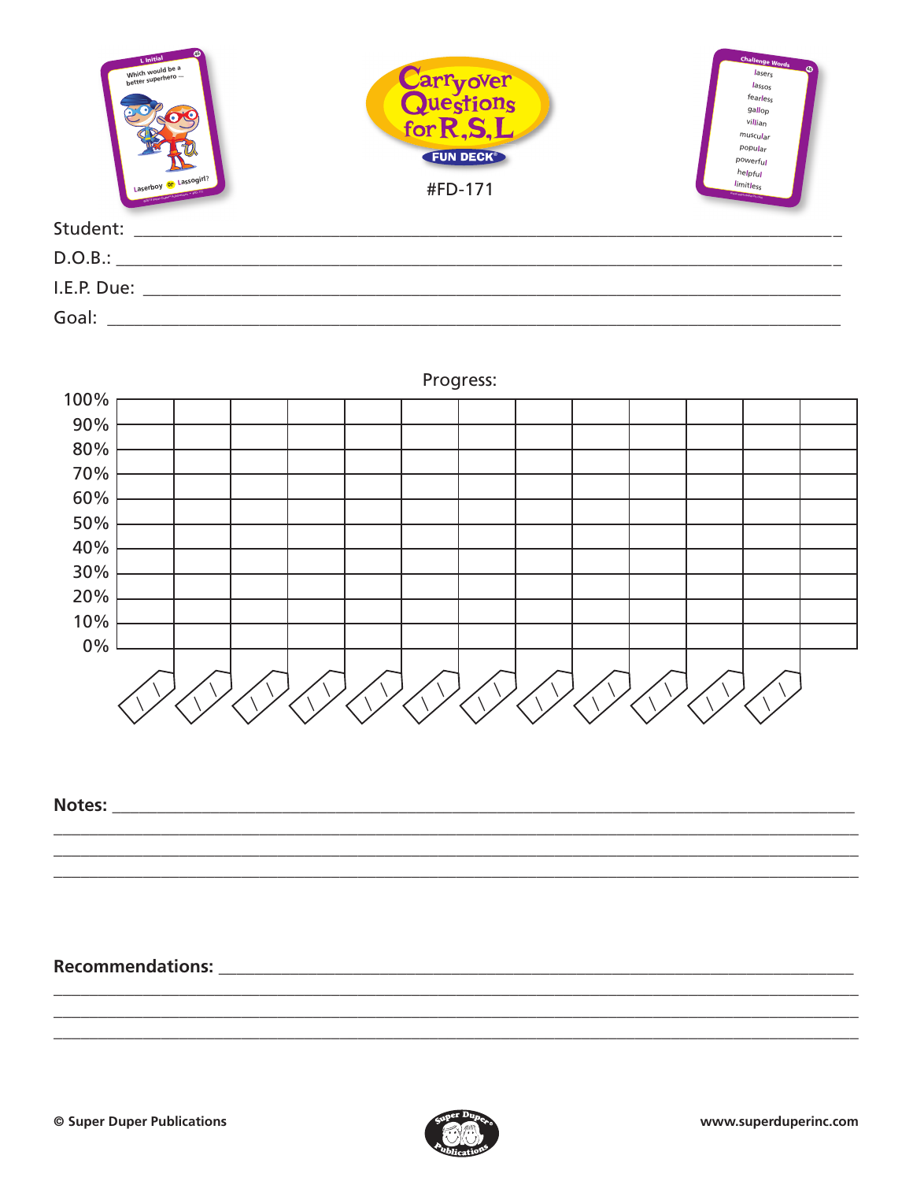# Carryover Questions for R,S,L FUN DECK®

#FD-171

Student: ______________________________________________

D.O.B.: ______________________________________________

I.E.P. Due: ______________________________________________

Goal: ______________________________________________

Progress:

100%
90%
80%
70%
60%
50%
40%
30%
20%
10%
0%

**Notes:** ______________________________________________

______________________________________________

______________________________________________

______________________________________________

**Recommendations:** ______________________________________________

______________________________________________

______________________________________________

______________________________________________

**© Super Duper Publications**

**www.superduperinc.com**